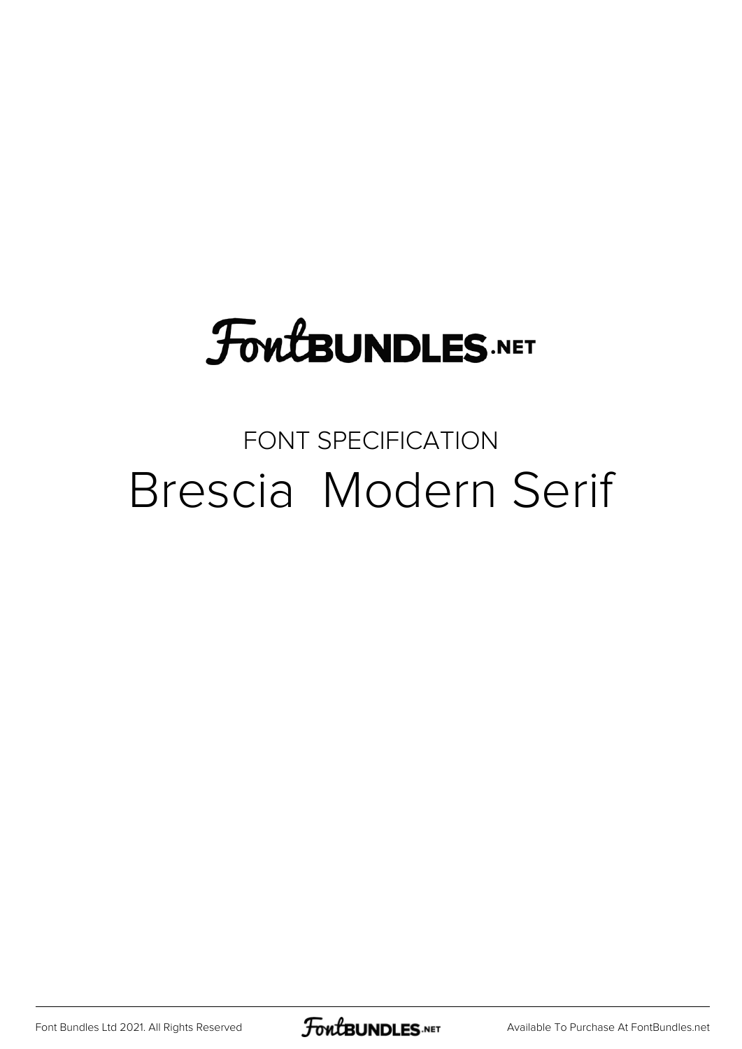# FontBUNDLES.NET

FONT SPECIFICATION

## Brescia  Modern Serif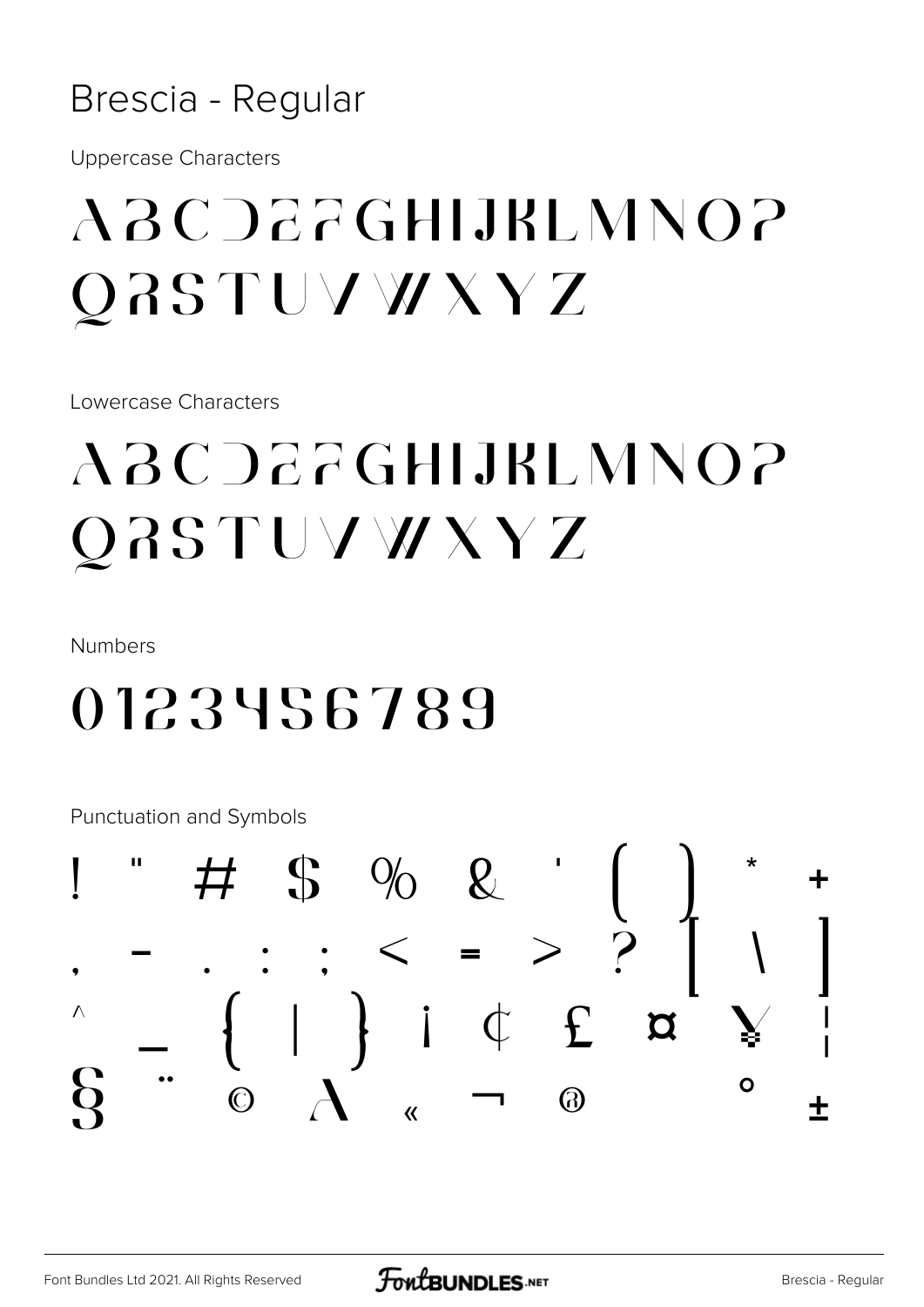# Brescia - Regular

Uppercase Characters

ABCDEFGHIJKLMNOP
QRSTUVWXYZ

Lowercase Characters

ABCDEFGHIJKLMNOP
QRSTUVWXYZ

Numbers

0123456789

Punctuation and Symbols

! " # $ % & ' ( ) * +
, - . : ; < = > ? [ \ ]
^ _ { | } ¡ ¢ £ ¤ ¥ ¦
§ ¨ © ª « ¬ ® ° ±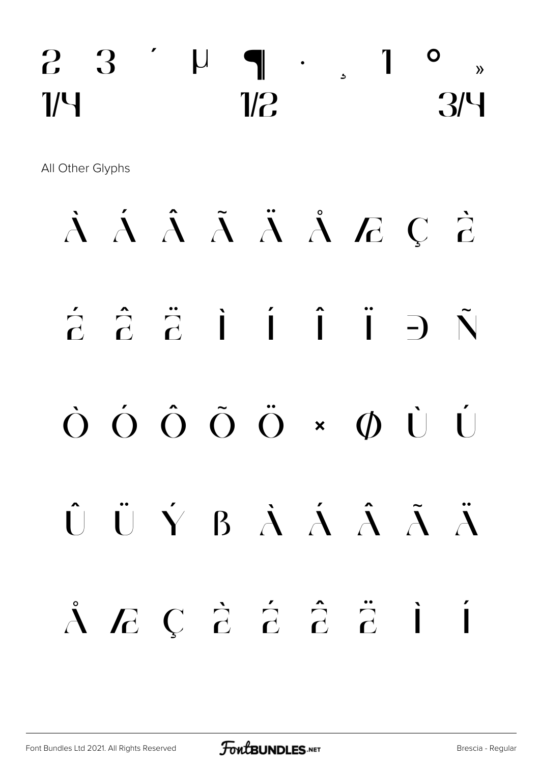² ³ ´ µ ¶ · ¸ ¹ º »
¼ ½ ¾

All Other Glyphs

À Á Â Ã Ä Å Æ Ç È

É Ê Ë Ì Í Î Ï Ð Ñ

Ò Ó Ô Õ Ö × Ø Ù Ú

Û Ü Ý ß à á â ã ä

å æ ç è é ê ë ì í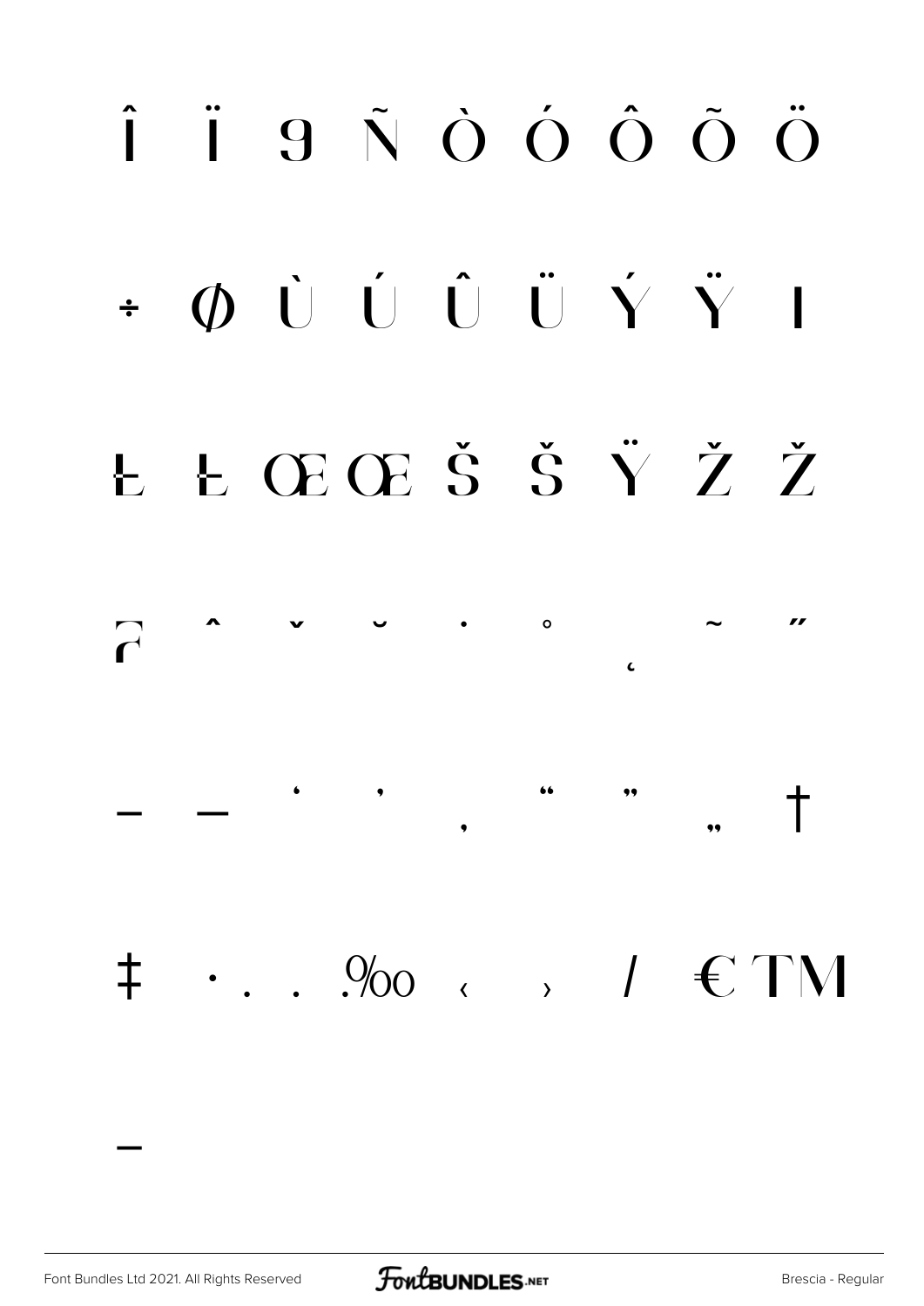Î Ï 9 Ñ Ò Ó Ô Õ Ö

÷ Ø Ù Ú Û Ü Ý Ÿ I

Ł Ł Œ Œ Š Š Ÿ Ž Ž

ƒ ˆ ˇ ˘ ˙ ˚ ˛ ˜ ˝

– — ' ' ‚ " " „ †

‡ • . . ‰ ‹ › / € ™

−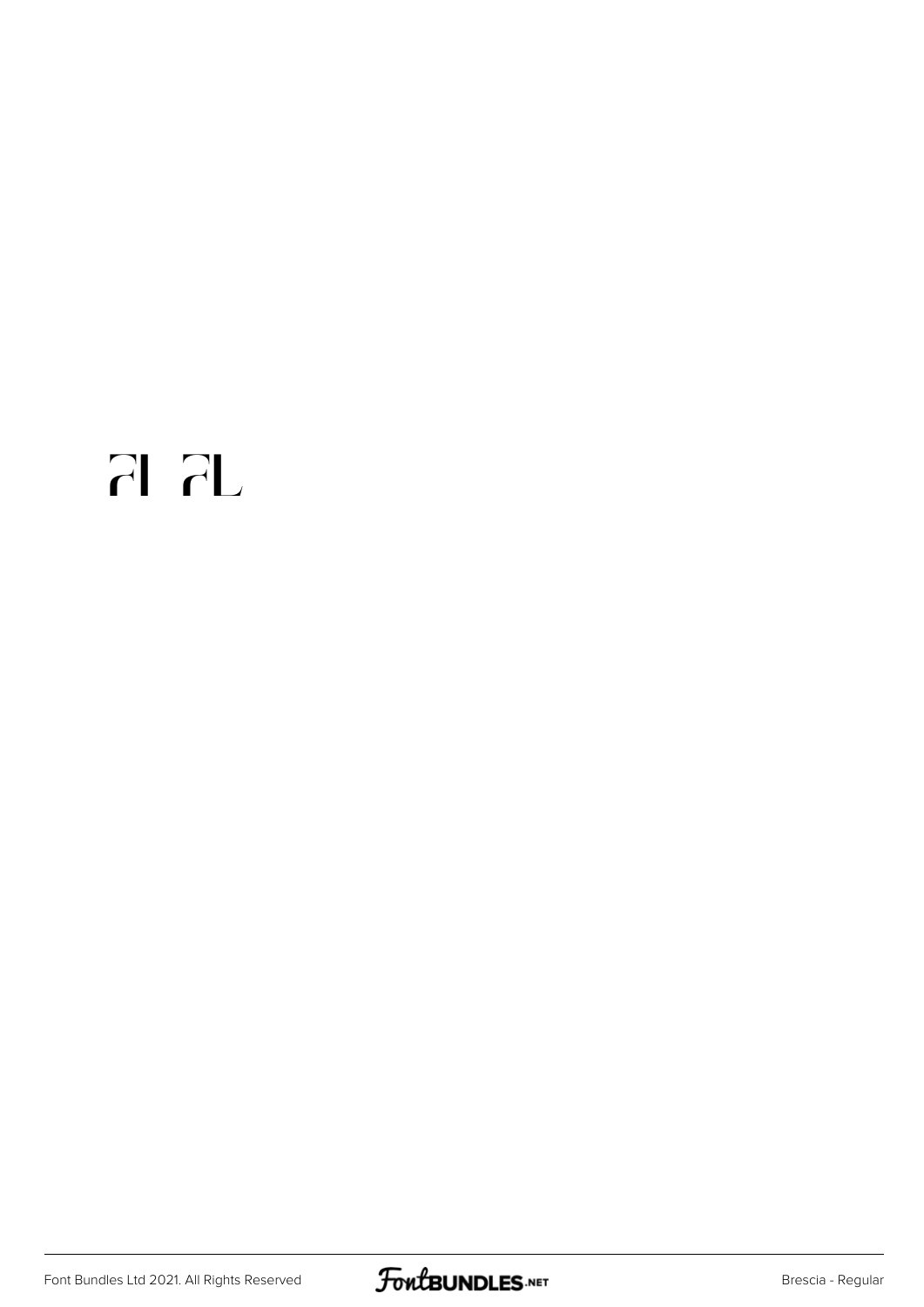ﬂ ﬂ